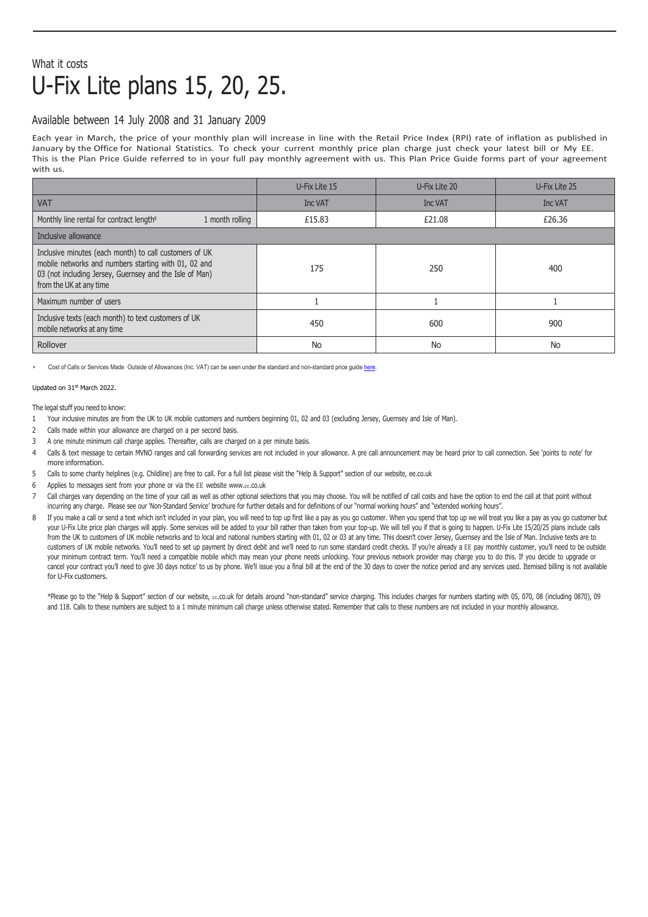What it costs

# U-Fix Lite plans 15, 20, 25.

## Available between 14 July 2008 and 31 January 2009

Each year in March, the price of your monthly plan will increase in line with the Retail Price Index (RPI) rate of inflation as published in January by the Office for National Statistics. To check your current monthly price plan charge just check your latest bill or My EE. This is the Plan Price Guide referred to in your full pay monthly agreement with us. This Plan Price Guide forms part of your agreement with us.

| | | U-Fix Lite 15 | U-Fix Lite 20 | U-Fix Lite 25 |
|---|---|---|---|---|
| VAT | | Inc VAT | Inc VAT | Inc VAT |
| Monthly line rental for contract length[8] | 1 month rolling | £15.83 | £21.08 | £26.36 |
| Inclusive allowance | | | | |
| Inclusive minutes (each month) to call customers of UK mobile networks and numbers starting with 01, 02 and 03 (not including Jersey, Guernsey and the Isle of Man) from the UK at any time | | 175 | 250 | 400 |
| Maximum number of users | | 1 | 1 | 1 |
| Inclusive texts (each month) to text customers of UK mobile networks at any time | | 450 | 600 | 900 |
| Rollover | | No | No | No |

\* Cost of Calls or Services Made Outside of Allowances (Inc. VAT) can be seen under the standard and non-standard price guide here.

Updated on 31st March 2022.

The legal stuff you need to know:

1. Your inclusive minutes are from the UK to UK mobile customers and numbers beginning 01, 02 and 03 (excluding Jersey, Guernsey and Isle of Man).
2. Calls made within your allowance are charged on a per second basis.
3. A one minute minimum call charge applies. Thereafter, calls are charged on a per minute basis.
4. Calls & text message to certain MVNO ranges and call forwarding services are not included in your allowance. A pre call announcement may be heard prior to call connection. See 'points to note' for more information.
5. Calls to some charity helplines (e.g. Childline) are free to call. For a full list please visit the "Help & Support" section of our website, ee.co.uk
6. Applies to messages sent from your phone or via the EE website www.ee.co.uk
7. Call charges vary depending on the time of your call as well as other optional selections that you may choose. You will be notified of call costs and have the option to end the call at that point without incurring any charge. Please see our 'Non-Standard Service' brochure for further details and for definitions of our "normal working hours" and "extended working hours".
8. If you make a call or send a text which isn't included in your plan, you will need to top up first like a pay as you go customer. When you spend that top up we will treat you like a pay as you go customer but your U-Fix Lite price plan charges will apply. Some services will be added to your bill rather than taken from your top-up. We will tell you if that is going to happen. U-Fix Lite 15/20/25 plans include calls from the UK to customers of UK mobile networks and to local and national numbers starting with 01, 02 or 03 at any time. This doesn't cover Jersey, Guernsey and the Isle of Man. Inclusive texts are to customers of UK mobile networks. You'll need to set up payment by direct debit and we'll need to run some standard credit checks. If you're already a EE pay monthly customer, you'll need to be outside your minimum contract term. You'll need a compatible mobile which may mean your phone needs unlocking. Your previous network provider may charge you to do this. If you decide to upgrade or cancel your contract you'll need to give 30 days notice' to us by phone. We'll issue you a final bill at the end of the 30 days to cover the notice period and any services used. Itemised billing is not available for U-Fix customers.

\*Please go to the "Help & Support" section of our website, ee.co.uk for details around "non-standard" service charging. This includes charges for numbers starting with 05, 070, 08 (including 0870), 09 and 118. Calls to these numbers are subject to a 1 minute minimum call charge unless otherwise stated. Remember that calls to these numbers are not included in your monthly allowance.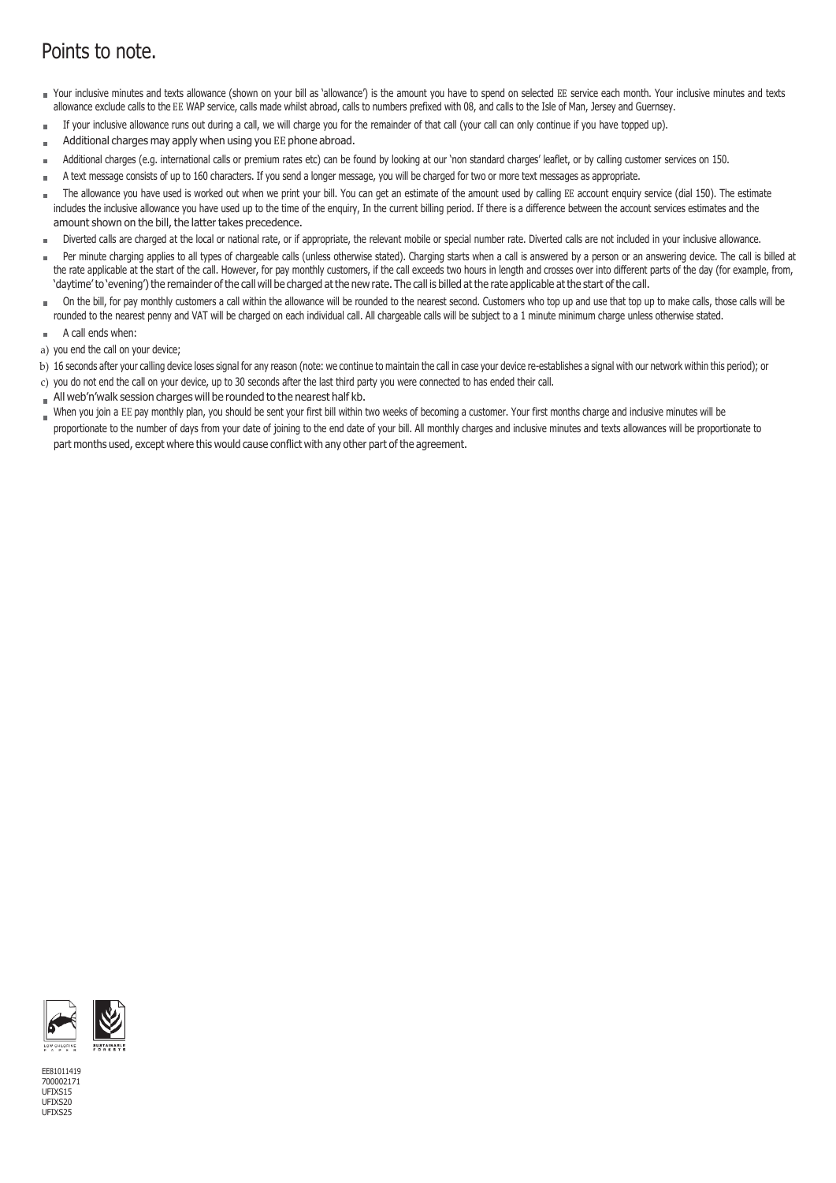# Points to note.

- Your inclusive minutes and texts allowance (shown on your bill as 'allowance') is the amount you have to spend on selected EE service each month. Your inclusive minutes and texts allowance exclude calls to the EE WAP service, calls made whilst abroad, calls to numbers prefixed with 08, and calls to the Isle of Man, Jersey and Guernsey.
- If your inclusive allowance runs out during a call, we will charge you for the remainder of that call (your call can only continue if you have topped up).
- Additional charges may apply when using you EE phone abroad.
- Additional charges (e.g. international calls or premium rates etc) can be found by looking at our 'non standard charges' leaflet, or by calling customer services on 150.
- A text message consists of up to 160 characters. If you send a longer message, you will be charged for two or more text messages as appropriate.
- The allowance you have used is worked out when we print your bill. You can get an estimate of the amount used by calling EE account enquiry service (dial 150). The estimate includes the inclusive allowance you have used up to the time of the enquiry, In the current billing period. If there is a difference between the account services estimates and the amount shown on the bill, the latter takes precedence.
- Diverted calls are charged at the local or national rate, or if appropriate, the relevant mobile or special number rate. Diverted calls are not included in your inclusive allowance.
- Per minute charging applies to all types of chargeable calls (unless otherwise stated). Charging starts when a call is answered by a person or an answering device. The call is billed at the rate applicable at the start of the call. However, for pay monthly customers, if the call exceeds two hours in length and crosses over into different parts of the day (for example, from, 'daytime' to 'evening') the remainder of the call will be charged at the new rate. The call is billed at the rate applicable at the start of the call.
- On the bill, for pay monthly customers a call within the allowance will be rounded to the nearest second. Customers who top up and use that top up to make calls, those calls will be rounded to the nearest penny and VAT will be charged on each individual call. All chargeable calls will be subject to a 1 minute minimum charge unless otherwise stated.
- A call ends when:

a) you end the call on your device;

b) 16 seconds after your calling device loses signal for any reason (note: we continue to maintain the call in case your device re-establishes a signal with our network within this period); or

c) you do not end the call on your device, up to 30 seconds after the last third party you were connected to has ended their call.

- All web'n'walk session charges will be rounded to the nearest half kb.
- When you join a EE pay monthly plan, you should be sent your first bill within two weeks of becoming a customer. Your first months charge and inclusive minutes will be proportionate to the number of days from your date of joining to the end date of your bill. All monthly charges and inclusive minutes and texts allowances will be proportionate to part months used, except where this would cause conflict with any other part of the agreement.

LOW CHLORINE PAPER

SUSTAINABLE FORESTS

EE81011419
700002171
UFIXS15
UFIXS20
UFIXS25